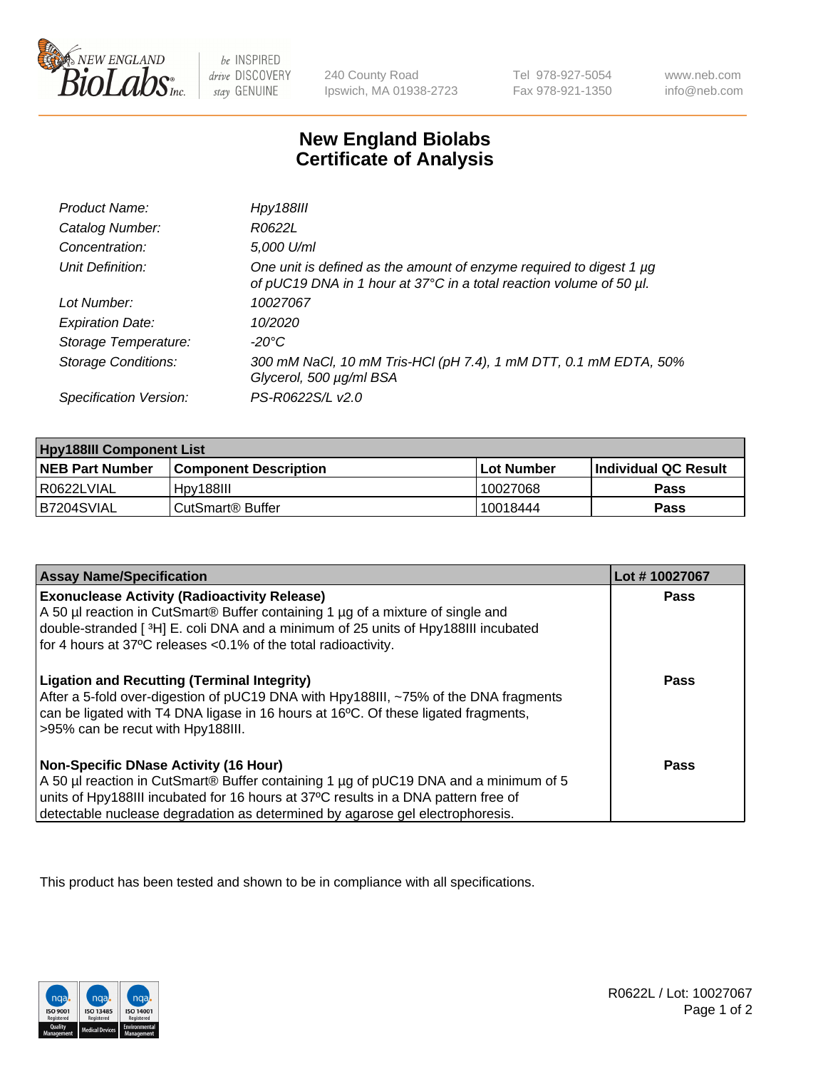# New England Biolabs Certificate of Analysis

| | |
|---|---|
| *Product Name:* | *Hpy188III* |
| *Catalog Number:* | *R0622L* |
| *Concentration:* | *5,000 U/ml* |
| *Unit Definition:* | *One unit is defined as the amount of enzyme required to digest 1 µg of pUC19 DNA in 1 hour at 37°C in a total reaction volume of 50 µl.* |
| *Lot Number:* | *10027067* |
| *Expiration Date:* | *10/2020* |
| *Storage Temperature:* | *-20°C* |
| *Storage Conditions:* | *300 mM NaCl, 10 mM Tris-HCl (pH 7.4), 1 mM DTT, 0.1 mM EDTA, 50% Glycerol, 500 µg/ml BSA* |
| *Specification Version:* | *PS-R0622S/L v2.0* |

| Hpy188III Component List | | | |
|---|---|---|---|
| **NEB Part Number** | **Component Description** | **Lot Number** | **Individual QC Result** |
| R0622LVIAL | Hpy188III | 10027068 | **Pass** |
| B7204SVIAL | CutSmart® Buffer | 10018444 | **Pass** |

| Assay Name/Specification | Lot # 10027067 |
|---|---|
| **Exonuclease Activity (Radioactivity Release)**<br>A 50 µl reaction in CutSmart® Buffer containing 1 µg of a mixture of single and double-stranded [ $^3$H] E. coli DNA and a minimum of 25 units of Hpy188III incubated for 4 hours at 37ºC releases <0.1% of the total radioactivity. | **Pass** |
| **Ligation and Recutting (Terminal Integrity)**<br>After a 5-fold over-digestion of pUC19 DNA with Hpy188III, ~75% of the DNA fragments can be ligated with T4 DNA ligase in 16 hours at 16ºC. Of these ligated fragments, >95% can be recut with Hpy188III. | **Pass** |
| **Non-Specific DNase Activity (16 Hour)**<br>A 50 µl reaction in CutSmart® Buffer containing 1 µg of pUC19 DNA and a minimum of 5 units of Hpy188III incubated for 16 hours at 37ºC results in a DNA pattern free of detectable nuclease degradation as determined by agarose gel electrophoresis. | **Pass** |

This product has been tested and shown to be in compliance with all specifications.

R0622L / Lot: 10027067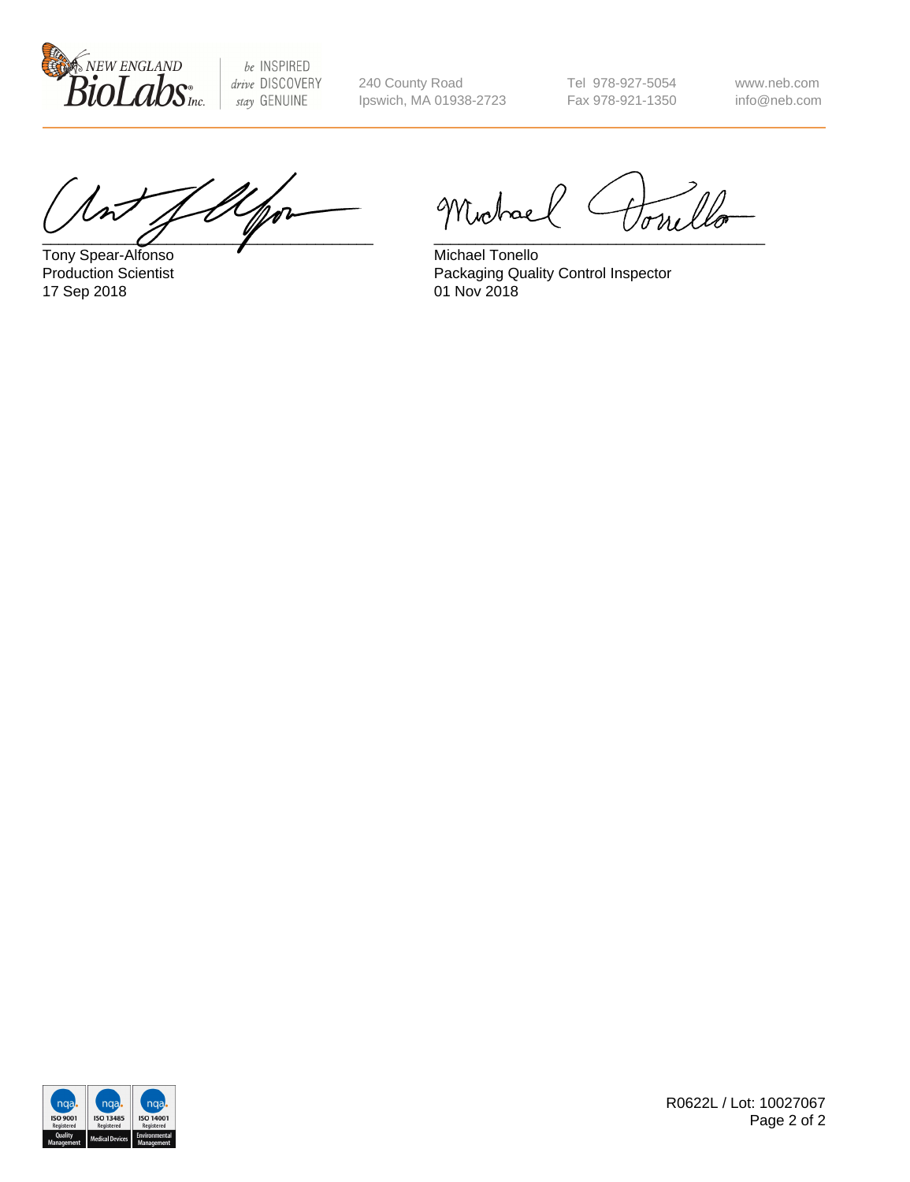Tony Spear-Alfonso
Production Scientist
17 Sep 2018

Michael Tonello
Packaging Quality Control Inspector
01 Nov 2018

R0622L / Lot: 10027067